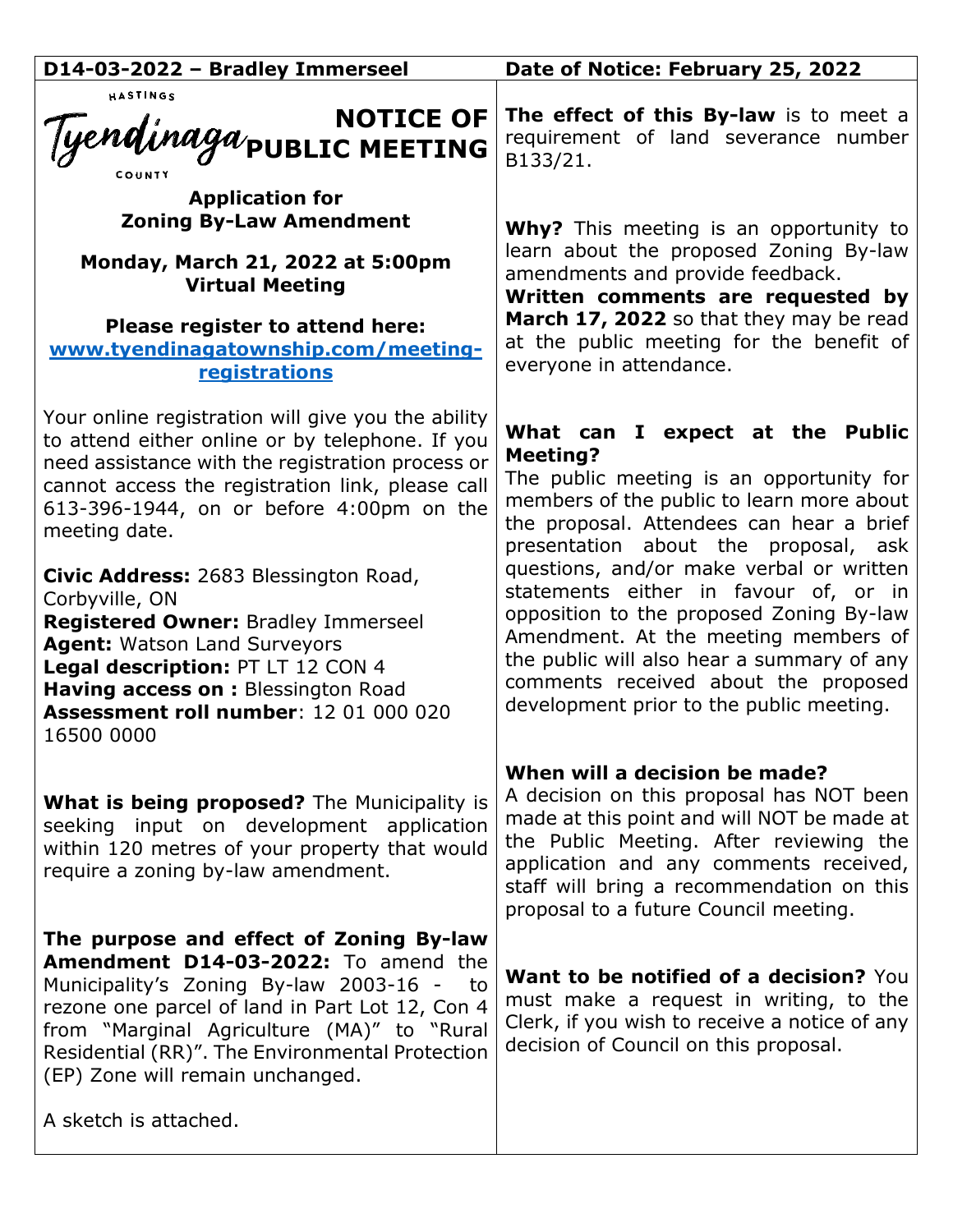**D14-03-2022 – Bradley Immerseel**

**Date of Notice: February 25, 2022**

HASTINGS
Tyendinaga
COUNTY

# NOTICE OF PUBLIC MEETING

**Application for Zoning By-Law Amendment**

**Monday, March 21, 2022 at 5:00pm**
**Virtual Meeting**

**Please register to attend here:**
**www.tyendinagatownship.com/meeting-registrations**

Your online registration will give you the ability to attend either online or by telephone. If you need assistance with the registration process or cannot access the registration link, please call 613-396-1944, on or before 4:00pm on the meeting date.

**Civic Address:** 2683 Blessington Road, Corbyville, ON
**Registered Owner:** Bradley Immerseel
**Agent:** Watson Land Surveyors
**Legal description:** PT LT 12 CON 4
**Having access on :** Blessington Road
**Assessment roll number**: 12 01 000 020 16500 0000

**What is being proposed?** The Municipality is seeking input on development application within 120 metres of your property that would require a zoning by-law amendment.

**The purpose and effect of Zoning By-law Amendment D14-03-2022:** To amend the Municipality's Zoning By-law 2003-16 - to rezone one parcel of land in Part Lot 12, Con 4 from "Marginal Agriculture (MA)" to "Rural Residential (RR)". The Environmental Protection (EP) Zone will remain unchanged.

A sketch is attached.

**The effect of this By-law** is to meet a requirement of land severance number B133/21.

**Why?** This meeting is an opportunity to learn about the proposed Zoning By-law amendments and provide feedback.
**Written comments are requested by March 17, 2022** so that they may be read at the public meeting for the benefit of everyone in attendance.

**What can I expect at the Public Meeting?**
The public meeting is an opportunity for members of the public to learn more about the proposal. Attendees can hear a brief presentation about the proposal, ask questions, and/or make verbal or written statements either in favour of, or in opposition to the proposed Zoning By-law Amendment. At the meeting members of the public will also hear a summary of any comments received about the proposed development prior to the public meeting.

**When will a decision be made?**
A decision on this proposal has NOT been made at this point and will NOT be made at the Public Meeting. After reviewing the application and any comments received, staff will bring a recommendation on this proposal to a future Council meeting.

**Want to be notified of a decision?** You must make a request in writing, to the Clerk, if you wish to receive a notice of any decision of Council on this proposal.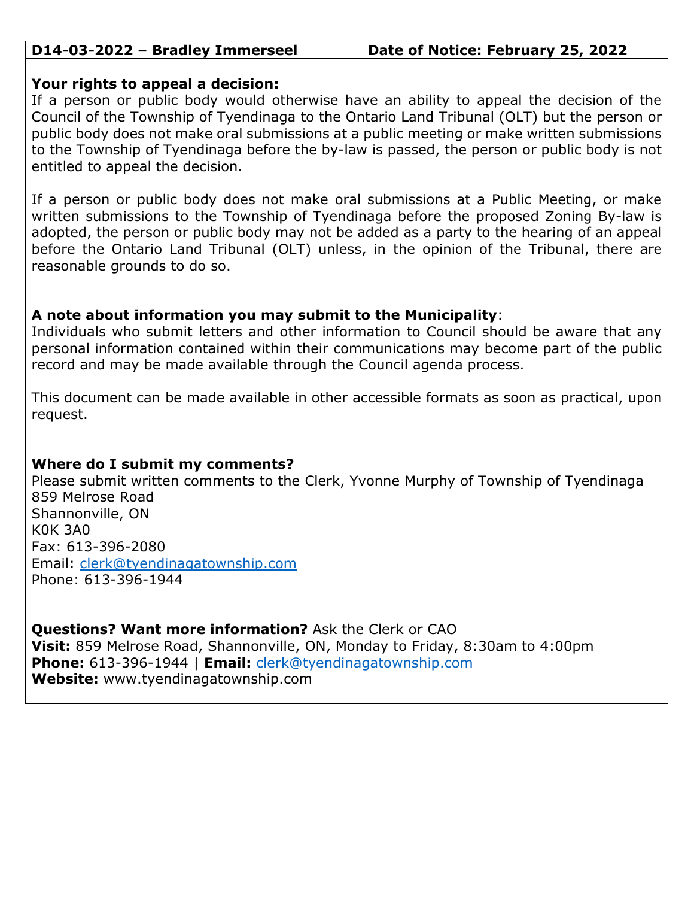**D14-03-2022 – Bradley Immerseel** **Date of Notice: February 25, 2022**

**Your rights to appeal a decision:**
If a person or public body would otherwise have an ability to appeal the decision of the Council of the Township of Tyendinaga to the Ontario Land Tribunal (OLT) but the person or public body does not make oral submissions at a public meeting or make written submissions to the Township of Tyendinaga before the by-law is passed, the person or public body is not entitled to appeal the decision.

If a person or public body does not make oral submissions at a Public Meeting, or make written submissions to the Township of Tyendinaga before the proposed Zoning By-law is adopted, the person or public body may not be added as a party to the hearing of an appeal before the Ontario Land Tribunal (OLT) unless, in the opinion of the Tribunal, there are reasonable grounds to do so.

**A note about information you may submit to the Municipality**:
Individuals who submit letters and other information to Council should be aware that any personal information contained within their communications may become part of the public record and may be made available through the Council agenda process.

This document can be made available in other accessible formats as soon as practical, upon request.

**Where do I submit my comments?**
Please submit written comments to the Clerk, Yvonne Murphy of Township of Tyendinaga
859 Melrose Road
Shannonville, ON
K0K 3A0
Fax: 613-396-2080
Email: clerk@tyendinagatownship.com
Phone: 613-396-1944

**Questions? Want more information?** Ask the Clerk or CAO
**Visit:** 859 Melrose Road, Shannonville, ON, Monday to Friday, 8:30am to 4:00pm
**Phone:** 613-396-1944 | **Email:** clerk@tyendinagatownship.com
**Website:** www.tyendinagatownship.com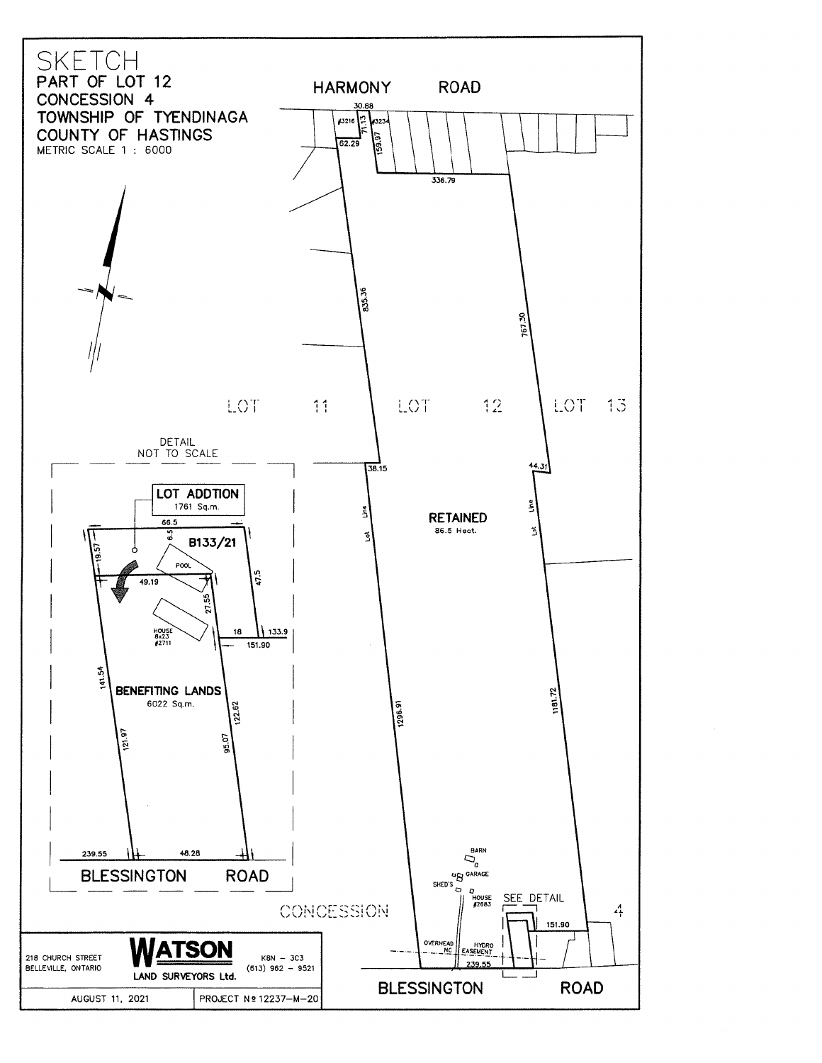# SKETCH

**PART OF LOT 12**
**CONCESSION 4**
**TOWNSHIP OF TYENDINAGA**
**COUNTY OF HASTINGS**
METRIC SCALE 1 : 6000

HARMONY ROAD

30.88
#3216
71.13
#3234
62.29
159.97
336.79
835.36
767.30

LOT 11 LOT 12 LOT 13

38.15
44.31
Lot Line
Lot Line

**RETAINED**
86.5 Hect.

1296.91
1181.72

BARN
GARAGE
SHED'S
HOUSE #2683
SEE DETAIL
151.90
OVERHEAD HYDRO EASEMENT
239.55

CONCESSION 4

BLESSINGTON ROAD

DETAIL
NOT TO SCALE

**LOT ADDTION**
1761 Sq.m.

66.5
6.5
**B133/21**
19.57
POOL
49.19
47.5
27.55
HOUSE 8x23 #2711
18
133.9
151.90
141.54
**BENEFITING LANDS**
6022 Sq.m.
122.62
121.97
95.07
239.55
48.28

BLESSINGTON ROAD

218 CHURCH STREET
BELLEVILLE, ONTARIO

**WATSON**
LAND SURVEYORS Ltd.

K8N – 3C3
(613) 962 – 9521

AUGUST 11, 2021

PROJECT Nº 12237–M–20